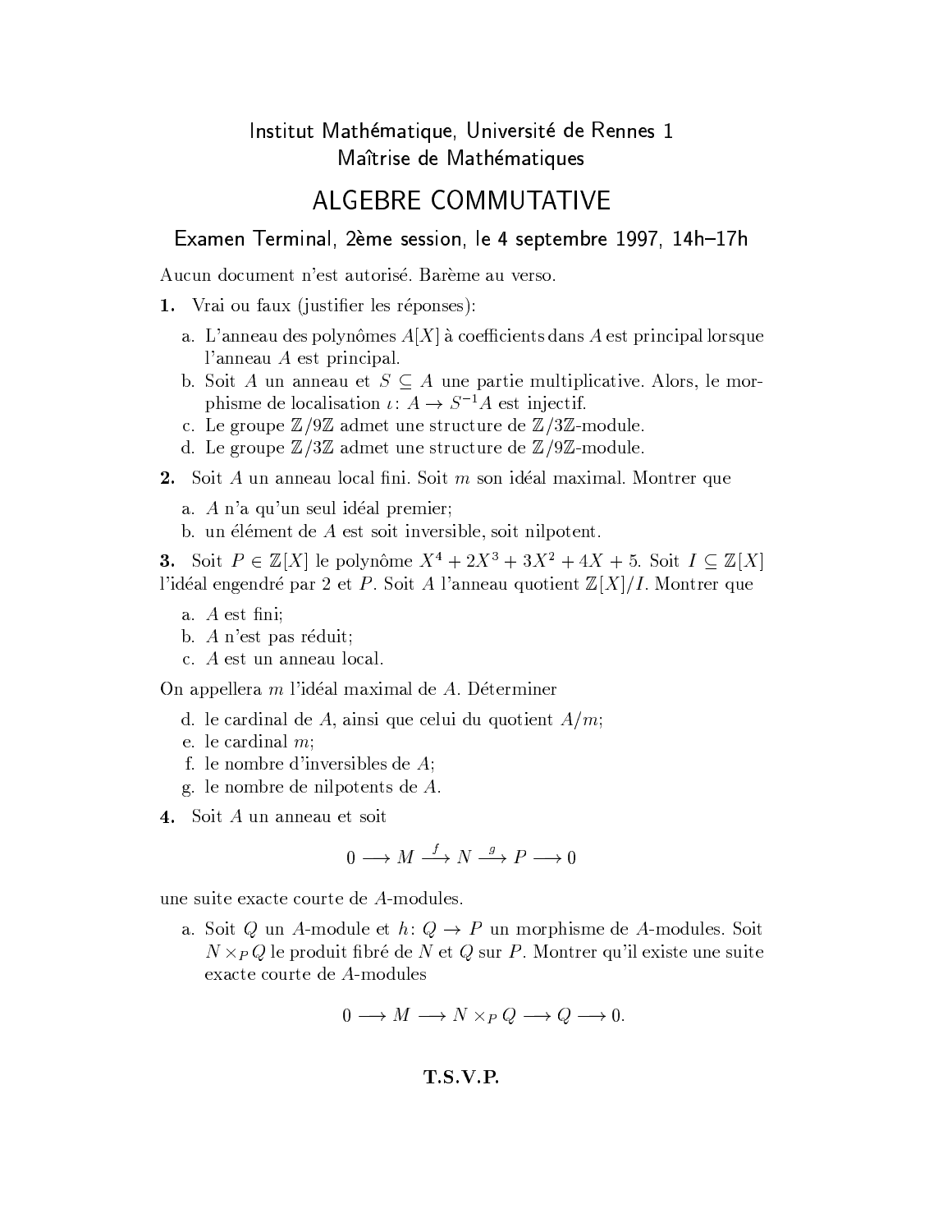Institut Mathématique, Université de Rennes 1
Maîtrise de Mathématiques

# ALGEBRE COMMUTATIVE

## Examen Terminal, 2ème session, le 4 septembre 1997, 14h–17h

Aucun document n'est autorisé. Barème au verso.

**1.** Vrai ou faux (justifier les réponses):

a. L'anneau des polynômes $A[X]$ à coefficients dans $A$ est principal lorsque l'anneau $A$ est principal.

b. Soit $A$ un anneau et $S \subseteq A$ une partie multiplicative. Alors, le morphisme de localisation $\iota\colon A \to S^{-1}A$ est injectif.

c. Le groupe $\mathbb{Z}/9\mathbb{Z}$ admet une structure de $\mathbb{Z}/3\mathbb{Z}$-module.

d. Le groupe $\mathbb{Z}/3\mathbb{Z}$ admet une structure de $\mathbb{Z}/9\mathbb{Z}$-module.

**2.** Soit $A$ un anneau local fini. Soit $m$ son idéal maximal. Montrer que

a. $A$ n'a qu'un seul idéal premier;

b. un élément de $A$ est soit inversible, soit nilpotent.

**3.** Soit $P \in \mathbb{Z}[X]$ le polynôme $X^4 + 2X^3 + 3X^2 + 4X + 5$. Soit $I \subseteq \mathbb{Z}[X]$ l'idéal engendré par 2 et $P$. Soit $A$ l'anneau quotient $\mathbb{Z}[X]/I$. Montrer que

a. $A$ est fini;

b. $A$ n'est pas réduit;

c. $A$ est un anneau local.

On appellera $m$ l'idéal maximal de $A$. Déterminer

d. le cardinal de $A$, ainsi que celui du quotient $A/m$;

e. le cardinal $m$;

f. le nombre d'inversibles de $A$;

g. le nombre de nilpotents de $A$.

**4.** Soit $A$ un anneau et soit

$$0 \longrightarrow M \xrightarrow{f} N \xrightarrow{g} P \longrightarrow 0$$

une suite exacte courte de $A$-modules.

a. Soit $Q$ un $A$-module et $h\colon Q \to P$ un morphisme de $A$-modules. Soit $N \times_P Q$ le produit fibré de $N$ et $Q$ sur $P$. Montrer qu'il existe une suite exacte courte de $A$-modules

$$0 \longrightarrow M \longrightarrow N \times_P Q \longrightarrow Q \longrightarrow 0.$$

**T.S.V.P.**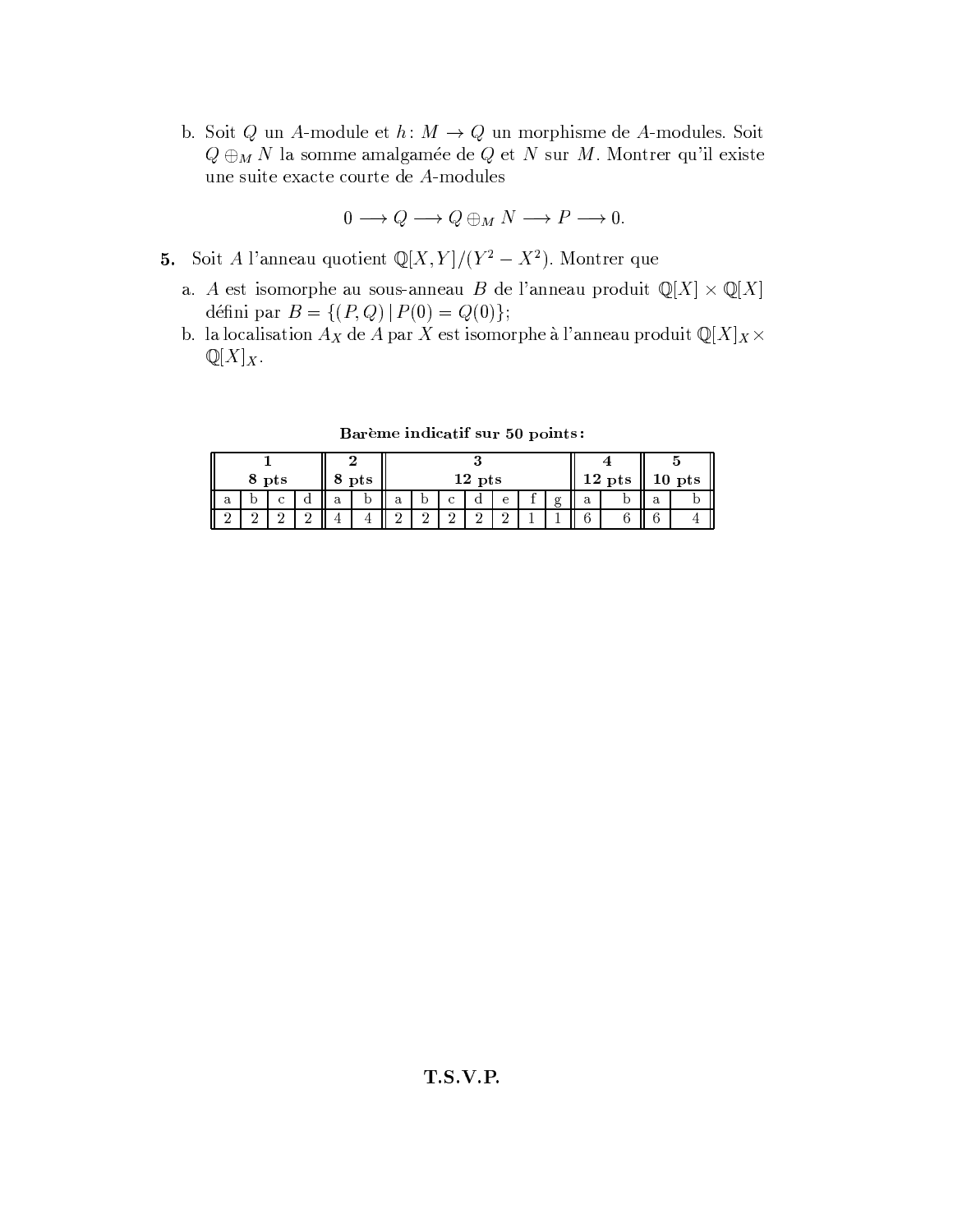b. Soit $Q$ un $A$-module et $h\colon M \to Q$ un morphisme de $A$-modules. Soit $Q \oplus_M N$ la somme amalgamée de $Q$ et $N$ sur $M$. Montrer qu'il existe une suite exacte courte de $A$-modules

$$0 \longrightarrow Q \longrightarrow Q \oplus_M N \longrightarrow P \longrightarrow 0.$$

**5.** Soit $A$ l'anneau quotient $\mathbb{Q}[X,Y]/(Y^2 - X^2)$. Montrer que

a. $A$ est isomorphe au sous-anneau $B$ de l'anneau produit $\mathbb{Q}[X] \times \mathbb{Q}[X]$ défini par $B = \{(P,Q) \mid P(0) = Q(0)\}$;

b. la localisation $A_X$ de $A$ par $X$ est isomorphe à l'anneau produit $\mathbb{Q}[X]_X \times \mathbb{Q}[X]_X$.

**Barème indicatif sur 50 points:**

| **1** | | | | **2** | | **3** | | | | | | | **4** | | **5** | |
|---|---|---|---|---|---|---|---|---|---|---|---|---|---|---|---|---|
| **8 pts** | | | | **8 pts** | | **12 pts** | | | | | | | **12 pts** | | **10 pts** | |
| a | b | c | d | a | b | a | b | c | d | e | f | g | a | b | a | b |
| 2 | 2 | 2 | 2 | 4 | 4 | 2 | 2 | 2 | 2 | 2 | 1 | 1 | 6 | 6 | 6 | 4 |

**T.S.V.P.**